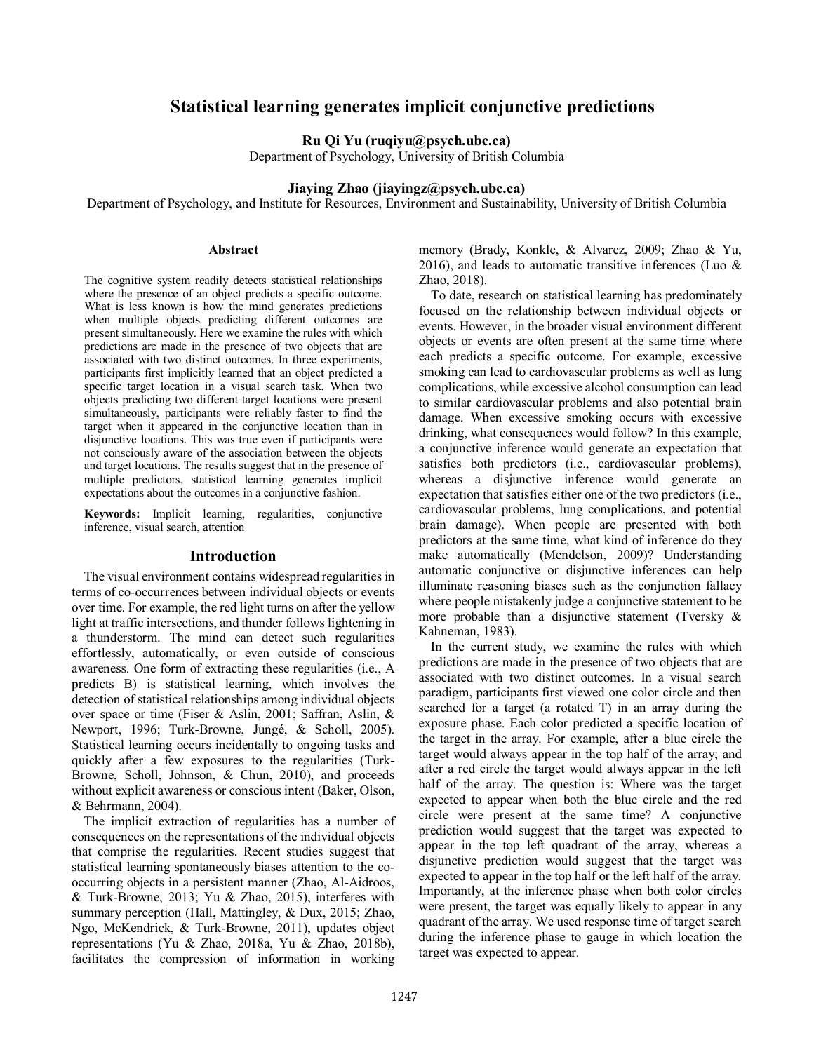# Statistical learning generates implicit conjunctive predictions

**Ru Qi Yu (ruqiyu@psych.ubc.ca)**
Department of Psychology, University of British Columbia

**Jiaying Zhao (jiayingz@psych.ubc.ca)**
Department of Psychology, and Institute for Resources, Environment and Sustainability, University of British Columbia

## Abstract

The cognitive system readily detects statistical relationships where the presence of an object predicts a specific outcome. What is less known is how the mind generates predictions when multiple objects predicting different outcomes are present simultaneously. Here we examine the rules with which predictions are made in the presence of two objects that are associated with two distinct outcomes. In three experiments, participants first implicitly learned that an object predicted a specific target location in a visual search task. When two objects predicting two different target locations were present simultaneously, participants were reliably faster to find the target when it appeared in the conjunctive location than in disjunctive locations. This was true even if participants were not consciously aware of the association between the objects and target locations. The results suggest that in the presence of multiple predictors, statistical learning generates implicit expectations about the outcomes in a conjunctive fashion.

**Keywords:** Implicit learning, regularities, conjunctive inference, visual search, attention

## Introduction

The visual environment contains widespread regularities in terms of co-occurrences between individual objects or events over time. For example, the red light turns on after the yellow light at traffic intersections, and thunder follows lightening in a thunderstorm. The mind can detect such regularities effortlessly, automatically, or even outside of conscious awareness. One form of extracting these regularities (i.e., A predicts B) is statistical learning, which involves the detection of statistical relationships among individual objects over space or time (Fiser & Aslin, 2001; Saffran, Aslin, & Newport, 1996; Turk-Browne, Jungé, & Scholl, 2005). Statistical learning occurs incidentally to ongoing tasks and quickly after a few exposures to the regularities (Turk-Browne, Scholl, Johnson, & Chun, 2010), and proceeds without explicit awareness or conscious intent (Baker, Olson, & Behrmann, 2004).

The implicit extraction of regularities has a number of consequences on the representations of the individual objects that comprise the regularities. Recent studies suggest that statistical learning spontaneously biases attention to the co-occurring objects in a persistent manner (Zhao, Al-Aidroos, & Turk-Browne, 2013; Yu & Zhao, 2015), interferes with summary perception (Hall, Mattingley, & Dux, 2015; Zhao, Ngo, McKendrick, & Turk-Browne, 2011), updates object representations (Yu & Zhao, 2018a, Yu & Zhao, 2018b), facilitates the compression of information in working memory (Brady, Konkle, & Alvarez, 2009; Zhao & Yu, 2016), and leads to automatic transitive inferences (Luo & Zhao, 2018).

To date, research on statistical learning has predominately focused on the relationship between individual objects or events. However, in the broader visual environment different objects or events are often present at the same time where each predicts a specific outcome. For example, excessive smoking can lead to cardiovascular problems as well as lung complications, while excessive alcohol consumption can lead to similar cardiovascular problems and also potential brain damage. When excessive smoking occurs with excessive drinking, what consequences would follow? In this example, a conjunctive inference would generate an expectation that satisfies both predictors (i.e., cardiovascular problems), whereas a disjunctive inference would generate an expectation that satisfies either one of the two predictors (i.e., cardiovascular problems, lung complications, and potential brain damage). When people are presented with both predictors at the same time, what kind of inference do they make automatically (Mendelson, 2009)? Understanding automatic conjunctive or disjunctive inferences can help illuminate reasoning biases such as the conjunction fallacy where people mistakenly judge a conjunctive statement to be more probable than a disjunctive statement (Tversky & Kahneman, 1983).

In the current study, we examine the rules with which predictions are made in the presence of two objects that are associated with two distinct outcomes. In a visual search paradigm, participants first viewed one color circle and then searched for a target (a rotated T) in an array during the exposure phase. Each color predicted a specific location of the target in the array. For example, after a blue circle the target would always appear in the top half of the array; and after a red circle the target would always appear in the left half of the array. The question is: Where was the target expected to appear when both the blue circle and the red circle were present at the same time? A conjunctive prediction would suggest that the target was expected to appear in the top left quadrant of the array, whereas a disjunctive prediction would suggest that the target was expected to appear in the top half or the left half of the array. Importantly, at the inference phase when both color circles were present, the target was equally likely to appear in any quadrant of the array. We used response time of target search during the inference phase to gauge in which location the target was expected to appear.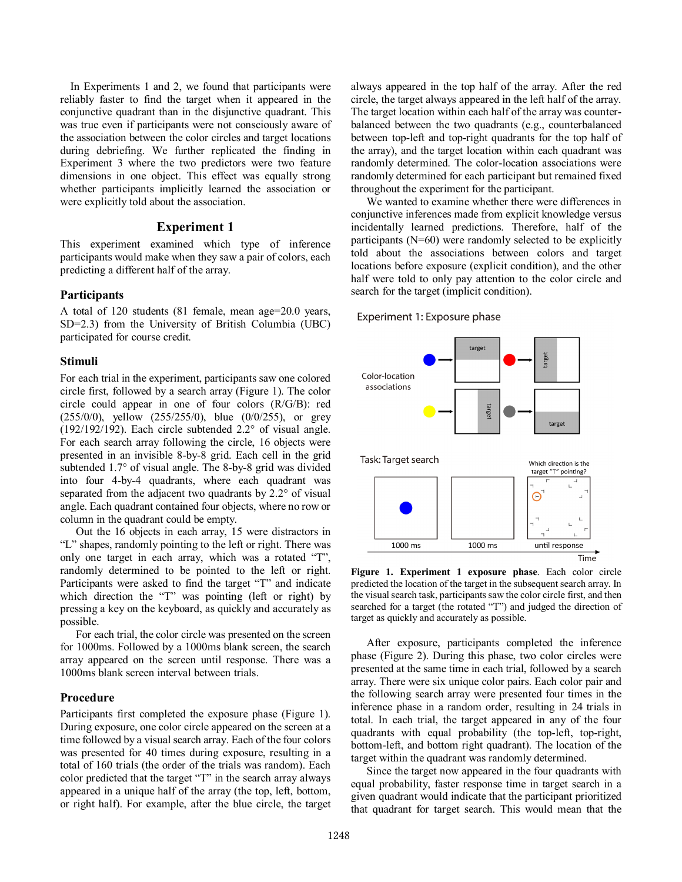In Experiments 1 and 2, we found that participants were reliably faster to find the target when it appeared in the conjunctive quadrant than in the disjunctive quadrant. This was true even if participants were not consciously aware of the association between the color circles and target locations during debriefing. We further replicated the finding in Experiment 3 where the two predictors were two feature dimensions in one object. This effect was equally strong whether participants implicitly learned the association or were explicitly told about the association.

## Experiment 1

This experiment examined which type of inference participants would make when they saw a pair of colors, each predicting a different half of the array.

### Participants

A total of 120 students (81 female, mean age=20.0 years, SD=2.3) from the University of British Columbia (UBC) participated for course credit.

### Stimuli

For each trial in the experiment, participants saw one colored circle first, followed by a search array (Figure 1). The color circle could appear in one of four colors (R/G/B): red (255/0/0), yellow (255/255/0), blue (0/0/255), or grey (192/192/192). Each circle subtended 2.2° of visual angle. For each search array following the circle, 16 objects were presented in an invisible 8-by-8 grid. Each cell in the grid subtended 1.7° of visual angle. The 8-by-8 grid was divided into four 4-by-4 quadrants, where each quadrant was separated from the adjacent two quadrants by 2.2° of visual angle. Each quadrant contained four objects, where no row or column in the quadrant could be empty.

Out the 16 objects in each array, 15 were distractors in "L" shapes, randomly pointing to the left or right. There was only one target in each array, which was a rotated "T", randomly determined to be pointed to the left or right. Participants were asked to find the target "T" and indicate which direction the "T" was pointing (left or right) by pressing a key on the keyboard, as quickly and accurately as possible.

For each trial, the color circle was presented on the screen for 1000ms. Followed by a 1000ms blank screen, the search array appeared on the screen until response. There was a 1000ms blank screen interval between trials.

### Procedure

Participants first completed the exposure phase (Figure 1). During exposure, one color circle appeared on the screen at a time followed by a visual search array. Each of the four colors was presented for 40 times during exposure, resulting in a total of 160 trials (the order of the trials was random). Each color predicted that the target "T" in the search array always appeared in a unique half of the array (the top, left, bottom, or right half). For example, after the blue circle, the target always appeared in the top half of the array. After the red circle, the target always appeared in the left half of the array. The target location within each half of the array was counter-balanced between the two quadrants (e.g., counterbalanced between top-left and top-right quadrants for the top half of the array), and the target location within each quadrant was randomly determined. The color-location associations were randomly determined for each participant but remained fixed throughout the experiment for the participant.

We wanted to examine whether there were differences in conjunctive inferences made from explicit knowledge versus incidentally learned predictions. Therefore, half of the participants (N=60) were randomly selected to be explicitly told about the associations between colors and target locations before exposure (explicit condition), and the other half were told to only pay attention to the color circle and search for the target (implicit condition).

**Figure 1. Experiment 1 exposure phase**. Each color circle predicted the location of the target in the subsequent search array. In the visual search task, participants saw the color circle first, and then searched for a target (the rotated "T") and judged the direction of target as quickly and accurately as possible.

After exposure, participants completed the inference phase (Figure 2). During this phase, two color circles were presented at the same time in each trial, followed by a search array. There were six unique color pairs. Each color pair and the following search array were presented four times in the inference phase in a random order, resulting in 24 trials in total. In each trial, the target appeared in any of the four quadrants with equal probability (the top-left, top-right, bottom-left, and bottom right quadrant). The location of the target within the quadrant was randomly determined.

Since the target now appeared in the four quadrants with equal probability, faster response time in target search in a given quadrant would indicate that the participant prioritized that quadrant for target search. This would mean that the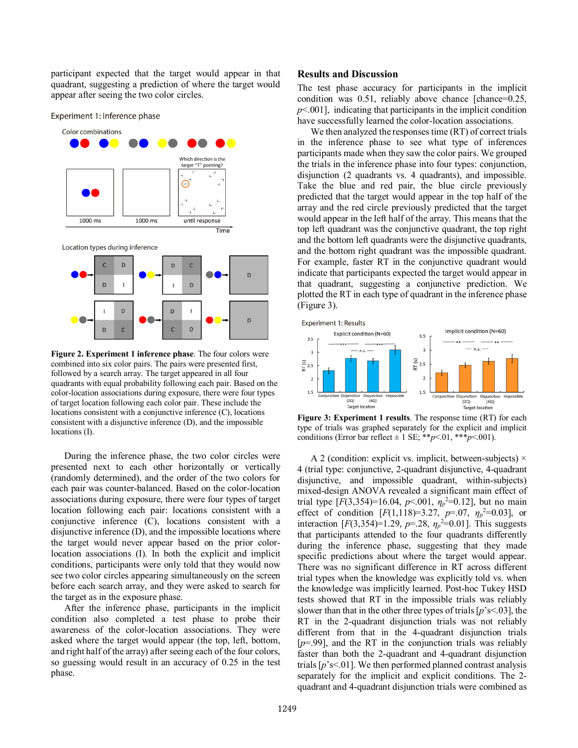participant expected that the target would appear in that quadrant, suggesting a prediction of where the target would appear after seeing the two color circles.

**Figure 2. Experiment 1 inference phase**. The four colors were combined into six color pairs. The pairs were presented first, followed by a search array. The target appeared in all four quadrants with equal probability following each pair. Based on the color-location associations during exposure, there were four types of target location following each color pair. These include the locations consistent with a conjunctive inference (C), locations consistent with a disjunctive inference (D), and the impossible locations (I).

During the inference phase, the two color circles were presented next to each other horizontally or vertically (randomly determined), and the order of the two colors for each pair was counter-balanced. Based on the color-location associations during exposure, there were four types of target location following each pair: locations consistent with a conjunctive inference (C), locations consistent with a disjunctive inference (D), and the impossible locations where the target would never appear based on the prior color-location associations (I). In both the explicit and implicit conditions, participants were only told that they would now see two color circles appearing simultaneously on the screen before each search array, and they were asked to search for the target as in the exposure phase.

After the inference phase, participants in the implicit condition also completed a test phase to probe their awareness of the color-location associations. They were asked where the target would appear (the top, left, bottom, and right half of the array) after seeing each of the four colors, so guessing would result in an accuracy of 0.25 in the test phase.

## Results and Discussion

The test phase accuracy for participants in the implicit condition was 0.51, reliably above chance [chance=0.25, $p$<.001], indicating that participants in the implicit condition have successfully learned the color-location associations.

We then analyzed the responses time (RT) of correct trials in the inference phase to see what type of inferences participants made when they saw the color pairs. We grouped the trials in the inference phase into four types: conjunction, disjunction (2 quadrants vs. 4 quadrants), and impossible. Take the blue and red pair, the blue circle previously predicted that the target would appear in the top half of the array and the red circle previously predicted that the target would appear in the left half of the array. This means that the top left quadrant was the conjunctive quadrant, the top right and the bottom left quadrants were the disjunctive quadrants, and the bottom right quadrant was the impossible quadrant. For example, faster RT in the conjunctive quadrant would indicate that participants expected the target would appear in that quadrant, suggesting a conjunctive prediction. We plotted the RT in each type of quadrant in the inference phase (Figure 3).

**Figure 3: Experiment 1 results**. The response time (RT) for each type of trials was graphed separately for the explicit and implicit conditions (Error bar reflect ± 1 SE; **$p$<.01, ***$p$<.001).

A 2 (condition: explicit vs. implicit, between-subjects) × 4 (trial type: conjunctive, 2-quadrant disjunctive, 4-quadrant disjunctive, and impossible quadrant, within-subjects) mixed-design ANOVA revealed a significant main effect of trial type [$F(3,354)=16.04$, $p<.001$, $\eta_p^2=0.12$], but no main effect of condition [$F(1,118)=3.27$, $p=.07$, $\eta_p^2=0.03$], or interaction [$F(3,354)=1.29$, $p=.28$, $\eta_p^2=0.01$]. This suggests that participants attended to the four quadrants differently during the inference phase, suggesting that they made specific predictions about where the target would appear. There was no significant difference in RT across different trial types when the knowledge was explicitly told vs. when the knowledge was implicitly learned. Post-hoc Tukey HSD tests showed that RT in the impossible trials was reliably slower than that in the other three types of trials [$p$'s<.03], the RT in the 2-quadrant disjunction trials was not reliably different from that in the 4-quadrant disjunction trials [$p$=.99], and the RT in the conjunction trials was reliably faster than both the 2-quadrant and 4-quadrant disjunction trials [$p$'s<.01]. We then performed planned contrast analysis separately for the implicit and explicit conditions. The 2-quadrant and 4-quadrant disjunction trials were combined as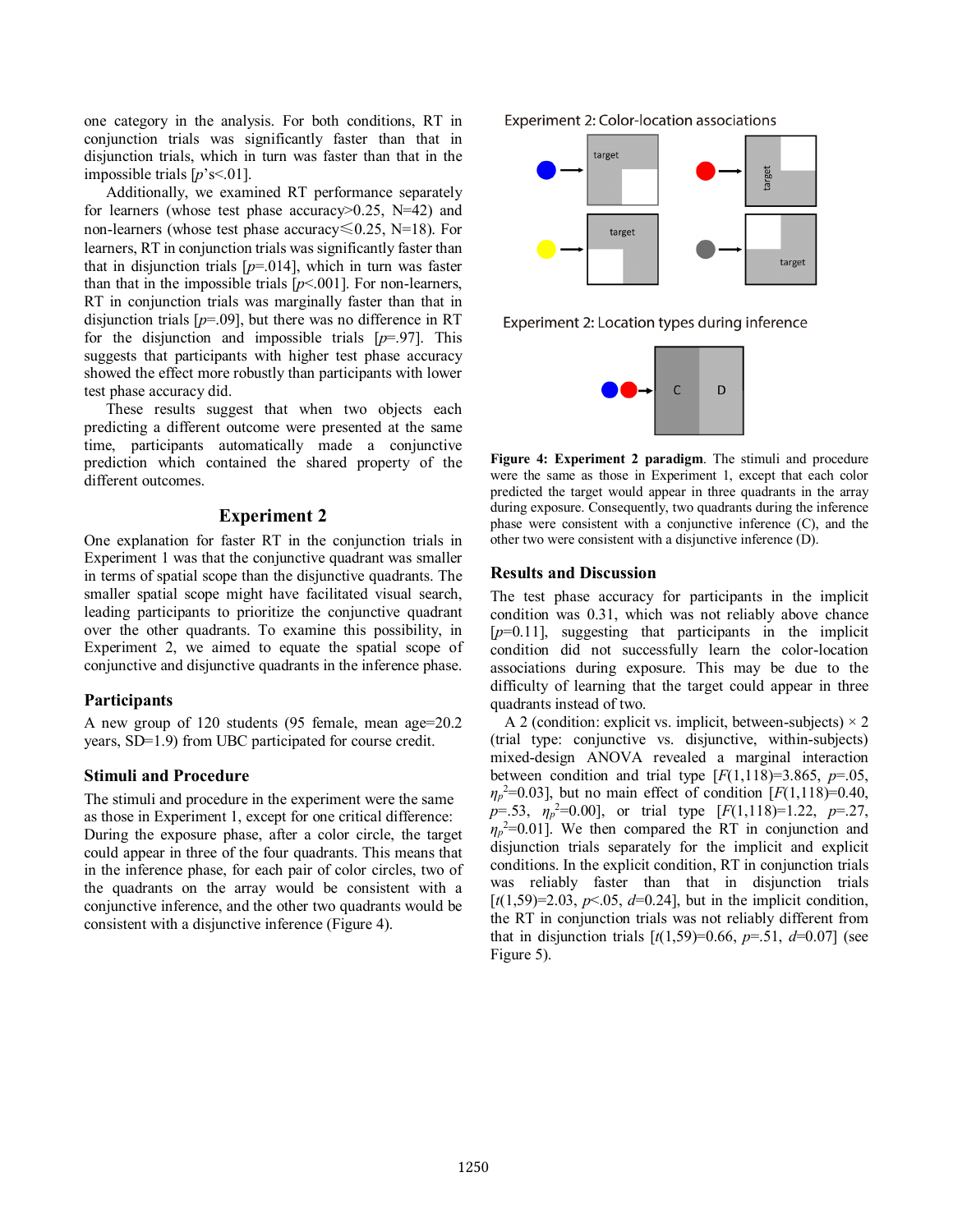one category in the analysis. For both conditions, RT in conjunction trials was significantly faster than that in disjunction trials, which in turn was faster than that in the impossible trials [$p$'s<.01].

Additionally, we examined RT performance separately for learners (whose test phase accuracy>0.25, N=42) and non-learners (whose test phase accuracy⩽0.25, N=18). For learners, RT in conjunction trials was significantly faster than that in disjunction trials [$p$=.014], which in turn was faster than that in the impossible trials [$p$<.001]. For non-learners, RT in conjunction trials was marginally faster than that in disjunction trials [$p$=.09], but there was no difference in RT for the disjunction and impossible trials [$p$=.97]. This suggests that participants with higher test phase accuracy showed the effect more robustly than participants with lower test phase accuracy did.

These results suggest that when two objects each predicting a different outcome were presented at the same time, participants automatically made a conjunctive prediction which contained the shared property of the different outcomes.

## Experiment 2

One explanation for faster RT in the conjunction trials in Experiment 1 was that the conjunctive quadrant was smaller in terms of spatial scope than the disjunctive quadrants. The smaller spatial scope might have facilitated visual search, leading participants to prioritize the conjunctive quadrant over the other quadrants. To examine this possibility, in Experiment 2, we aimed to equate the spatial scope of conjunctive and disjunctive quadrants in the inference phase.

### Participants

A new group of 120 students (95 female, mean age=20.2 years, SD=1.9) from UBC participated for course credit.

### Stimuli and Procedure

The stimuli and procedure in the experiment were the same as those in Experiment 1, except for one critical difference: During the exposure phase, after a color circle, the target could appear in three of the four quadrants. This means that in the inference phase, for each pair of color circles, two of the quadrants on the array would be consistent with a conjunctive inference, and the other two quadrants would be consistent with a disjunctive inference (Figure 4).

Experiment 2: Color-location associations

Experiment 2: Location types during inference

**Figure 4: Experiment 2 paradigm**. The stimuli and procedure were the same as those in Experiment 1, except that each color predicted the target would appear in three quadrants in the array during exposure. Consequently, two quadrants during the inference phase were consistent with a conjunctive inference (C), and the other two were consistent with a disjunctive inference (D).

### Results and Discussion

The test phase accuracy for participants in the implicit condition was 0.31, which was not reliably above chance [$p$=0.11], suggesting that participants in the implicit condition did not successfully learn the color-location associations during exposure. This may be due to the difficulty of learning that the target could appear in three quadrants instead of two.

A 2 (condition: explicit vs. implicit, between-subjects) × 2 (trial type: conjunctive vs. disjunctive, within-subjects) mixed-design ANOVA revealed a marginal interaction between condition and trial type [$F$(1,118)=3.865, $p$=.05, $\eta_p^2$=0.03], but no main effect of condition [$F$(1,118)=0.40, $p$=.53, $\eta_p^2$=0.00], or trial type [$F$(1,118)=1.22, $p$=.27, $\eta_p^2$=0.01]. We then compared the RT in conjunction and disjunction trials separately for the implicit and explicit conditions. In the explicit condition, RT in conjunction trials was reliably faster than that in disjunction trials [$t$(1,59)=2.03, $p$<.05, $d$=0.24], but in the implicit condition, the RT in conjunction trials was not reliably different from that in disjunction trials [$t$(1,59)=0.66, $p$=.51, $d$=0.07] (see Figure 5).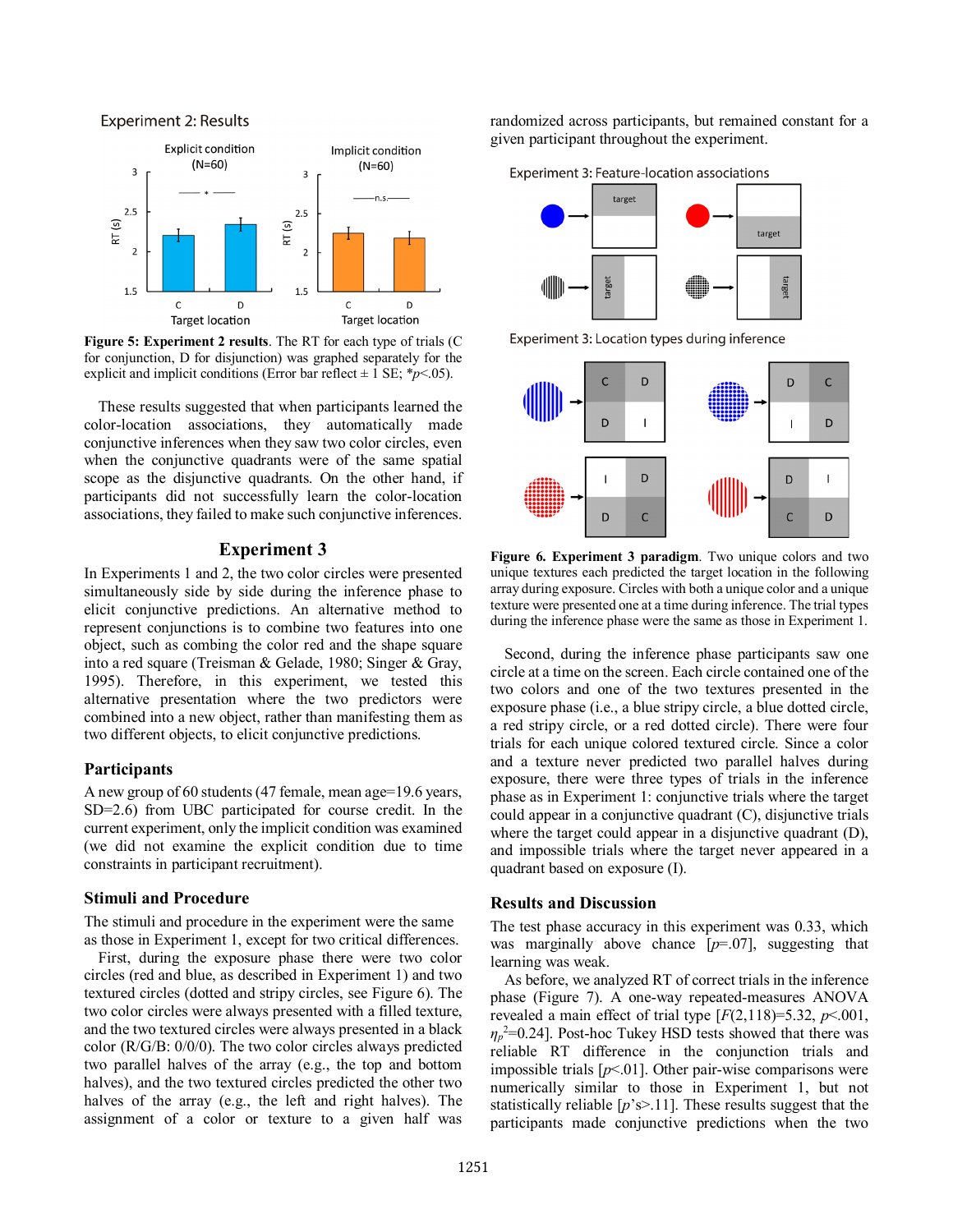Figure 5: **Experiment 2 results**. The RT for each type of trials (C for conjunction, D for disjunction) was graphed separately for the explicit and implicit conditions (Error bar reflect ± 1 SE; *$p$<.05).

These results suggested that when participants learned the color-location associations, they automatically made conjunctive inferences when they saw two color circles, even when the conjunctive quadrants were of the same spatial scope as the disjunctive quadrants. On the other hand, if participants did not successfully learn the color-location associations, they failed to make such conjunctive inferences.

## Experiment 3

In Experiments 1 and 2, the two color circles were presented simultaneously side by side during the inference phase to elicit conjunctive predictions. An alternative method to represent conjunctions is to combine two features into one object, such as combining the color red and the shape square into a red square (Treisman & Gelade, 1980; Singer & Gray, 1995). Therefore, in this experiment, we tested this alternative presentation where the two predictors were combined into a new object, rather than manifesting them as two different objects, to elicit conjunctive predictions.

### Participants

A new group of 60 students (47 female, mean age=19.6 years, SD=2.6) from UBC participated for course credit. In the current experiment, only the implicit condition was examined (we did not examine the explicit condition due to time constraints in participant recruitment).

### Stimuli and Procedure

The stimuli and procedure in the experiment were the same as those in Experiment 1, except for two critical differences.

First, during the exposure phase there were two color circles (red and blue, as described in Experiment 1) and two textured circles (dotted and stripy circles, see Figure 6). The two color circles were always presented with a filled texture, and the two textured circles were always presented in a black color (R/G/B: 0/0/0). The two color circles always predicted two parallel halves of the array (e.g., the top and bottom halves), and the two textured circles predicted the other two halves of the array (e.g., the left and right halves). The assignment of a color or texture to a given half was randomized across participants, but remained constant for a given participant throughout the experiment.

**Figure 6. Experiment 3 paradigm**. Two unique colors and two unique textures each predicted the target location in the following array during exposure. Circles with both a unique color and a unique texture were presented one at a time during inference. The trial types during the inference phase were the same as those in Experiment 1.

Second, during the inference phase participants saw one circle at a time on the screen. Each circle contained one of the two colors and one of the two textures presented in the exposure phase (i.e., a blue stripy circle, a blue dotted circle, a red stripy circle, or a red dotted circle). There were four trials for each unique colored textured circle. Since a color and a texture never predicted two parallel halves during exposure, there were three types of trials in the inference phase as in Experiment 1: conjunctive trials where the target could appear in a conjunctive quadrant (C), disjunctive trials where the target could appear in a disjunctive quadrant (D), and impossible trials where the target never appeared in a quadrant based on exposure (I).

### Results and Discussion

The test phase accuracy in this experiment was 0.33, which was marginally above chance [$p$=.07], suggesting that learning was weak.

As before, we analyzed RT of correct trials in the inference phase (Figure 7). A one-way repeated-measures ANOVA revealed a main effect of trial type [$F(2,118)=5.32$, $p<.001$, $\eta_p^2=0.24$]. Post-hoc Tukey HSD tests showed that there was reliable RT difference in the conjunction trials and impossible trials [$p<.01$]. Other pair-wise comparisons were numerically similar to those in Experiment 1, but not statistically reliable [$p$'s>.11]. These results suggest that the participants made conjunctive predictions when the two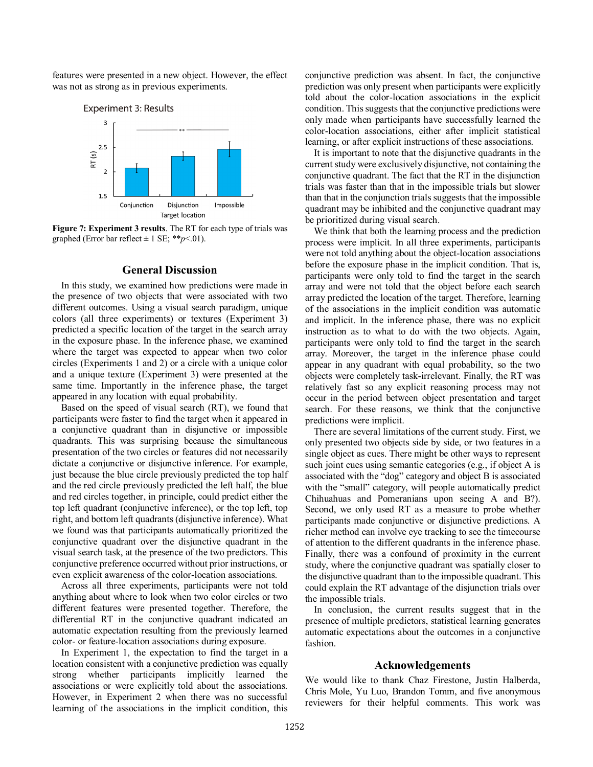features were presented in a new object. However, the effect was not as strong as in previous experiments.

**Figure 7: Experiment 3 results**. The RT for each type of trials was graphed (Error bar reflect ± 1 SE; \*\**p*<.01).

## General Discussion

In this study, we examined how predictions were made in the presence of two objects that were associated with two different outcomes. Using a visual search paradigm, unique colors (all three experiments) or textures (Experiment 3) predicted a specific location of the target in the search array in the exposure phase. In the inference phase, we examined where the target was expected to appear when two color circles (Experiments 1 and 2) or a circle with a unique color and a unique texture (Experiment 3) were presented at the same time. Importantly in the inference phase, the target appeared in any location with equal probability.

Based on the speed of visual search (RT), we found that participants were faster to find the target when it appeared in a conjunctive quadrant than in disjunctive or impossible quadrants. This was surprising because the simultaneous presentation of the two circles or features did not necessarily dictate a conjunctive or disjunctive inference. For example, just because the blue circle previously predicted the top half and the red circle previously predicted the left half, the blue and red circles together, in principle, could predict either the top left quadrant (conjunctive inference), or the top left, top right, and bottom left quadrants (disjunctive inference). What we found was that participants automatically prioritized the conjunctive quadrant over the disjunctive quadrant in the visual search task, at the presence of the two predictors. This conjunctive preference occurred without prior instructions, or even explicit awareness of the color-location associations.

Across all three experiments, participants were not told anything about where to look when two color circles or two different features were presented together. Therefore, the differential RT in the conjunctive quadrant indicated an automatic expectation resulting from the previously learned color- or feature-location associations during exposure.

In Experiment 1, the expectation to find the target in a location consistent with a conjunctive prediction was equally strong whether participants implicitly learned the associations or were explicitly told about the associations. However, in Experiment 2 when there was no successful learning of the associations in the implicit condition, this conjunctive prediction was absent. In fact, the conjunctive prediction was only present when participants were explicitly told about the color-location associations in the explicit condition. This suggests that the conjunctive predictions were only made when participants have successfully learned the color-location associations, either after implicit statistical learning, or after explicit instructions of these associations.

It is important to note that the disjunctive quadrants in the current study were exclusively disjunctive, not containing the conjunctive quadrant. The fact that the RT in the disjunction trials was faster than that in the impossible trials but slower than that in the conjunction trials suggests that the impossible quadrant may be inhibited and the conjunctive quadrant may be prioritized during visual search.

We think that both the learning process and the prediction process were implicit. In all three experiments, participants were not told anything about the object-location associations before the exposure phase in the implicit condition. That is, participants were only told to find the target in the search array and were not told that the object before each search array predicted the location of the target. Therefore, learning of the associations in the implicit condition was automatic and implicit. In the inference phase, there was no explicit instruction as to what to do with the two objects. Again, participants were only told to find the target in the search array. Moreover, the target in the inference phase could appear in any quadrant with equal probability, so the two objects were completely task-irrelevant. Finally, the RT was relatively fast so any explicit reasoning process may not occur in the period between object presentation and target search. For these reasons, we think that the conjunctive predictions were implicit.

There are several limitations of the current study. First, we only presented two objects side by side, or two features in a single object as cues. There might be other ways to represent such joint cues using semantic categories (e.g., if object A is associated with the "dog" category and object B is associated with the "small" category, will people automatically predict Chihuahuas and Pomeranians upon seeing A and B?). Second, we only used RT as a measure to probe whether participants made conjunctive or disjunctive predictions. A richer method can involve eye tracking to see the timecourse of attention to the different quadrants in the inference phase. Finally, there was a confound of proximity in the current study, where the conjunctive quadrant was spatially closer to the disjunctive quadrant than to the impossible quadrant. This could explain the RT advantage of the disjunction trials over the impossible trials.

In conclusion, the current results suggest that in the presence of multiple predictors, statistical learning generates automatic expectations about the outcomes in a conjunctive fashion.

## Acknowledgements

We would like to thank Chaz Firestone, Justin Halberda, Chris Mole, Yu Luo, Brandon Tomm, and five anonymous reviewers for their helpful comments. This work was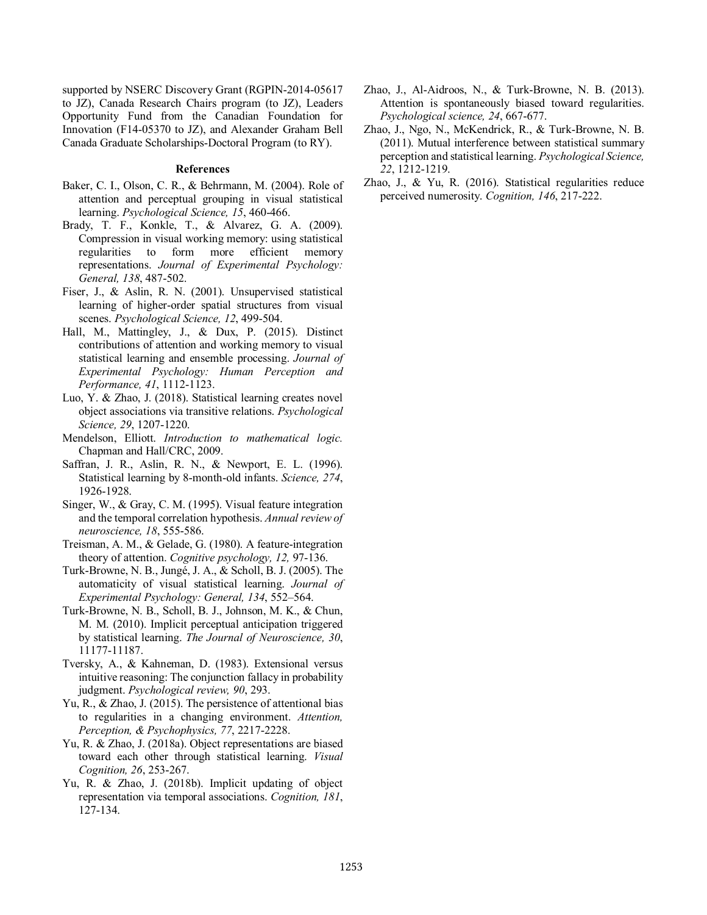supported by NSERC Discovery Grant (RGPIN-2014-05617 to JZ), Canada Research Chairs program (to JZ), Leaders Opportunity Fund from the Canadian Foundation for Innovation (F14-05370 to JZ), and Alexander Graham Bell Canada Graduate Scholarships-Doctoral Program (to RY).

## References

Baker, C. I., Olson, C. R., & Behrmann, M. (2004). Role of attention and perceptual grouping in visual statistical learning. *Psychological Science, 15*, 460-466.

Brady, T. F., Konkle, T., & Alvarez, G. A. (2009). Compression in visual working memory: using statistical regularities to form more efficient memory representations. *Journal of Experimental Psychology: General, 138*, 487-502.

Fiser, J., & Aslin, R. N. (2001). Unsupervised statistical learning of higher-order spatial structures from visual scenes. *Psychological Science, 12*, 499-504.

Hall, M., Mattingley, J., & Dux, P. (2015). Distinct contributions of attention and working memory to visual statistical learning and ensemble processing. *Journal of Experimental Psychology: Human Perception and Performance, 41*, 1112-1123.

Luo, Y. & Zhao, J. (2018). Statistical learning creates novel object associations via transitive relations. *Psychological Science, 29*, 1207-1220.

Mendelson, Elliott. *Introduction to mathematical logic.* Chapman and Hall/CRC, 2009.

Saffran, J. R., Aslin, R. N., & Newport, E. L. (1996). Statistical learning by 8-month-old infants. *Science, 274*, 1926-1928.

Singer, W., & Gray, C. M. (1995). Visual feature integration and the temporal correlation hypothesis. *Annual review of neuroscience, 18*, 555-586.

Treisman, A. M., & Gelade, G. (1980). A feature-integration theory of attention. *Cognitive psychology, 12,* 97-136.

Turk-Browne, N. B., Jungé, J. A., & Scholl, B. J. (2005). The automaticity of visual statistical learning. *Journal of Experimental Psychology: General, 134*, 552–564.

Turk-Browne, N. B., Scholl, B. J., Johnson, M. K., & Chun, M. M. (2010). Implicit perceptual anticipation triggered by statistical learning. *The Journal of Neuroscience, 30*, 11177-11187.

Tversky, A., & Kahneman, D. (1983). Extensional versus intuitive reasoning: The conjunction fallacy in probability judgment. *Psychological review, 90*, 293.

Yu, R., & Zhao, J. (2015). The persistence of attentional bias to regularities in a changing environment. *Attention, Perception, & Psychophysics, 77*, 2217-2228.

Yu, R. & Zhao, J. (2018a). Object representations are biased toward each other through statistical learning. *Visual Cognition, 26*, 253-267.

Yu, R. & Zhao, J. (2018b). Implicit updating of object representation via temporal associations. *Cognition, 181*, 127-134.

Zhao, J., Al-Aidroos, N., & Turk-Browne, N. B. (2013). Attention is spontaneously biased toward regularities. *Psychological science, 24*, 667-677.

Zhao, J., Ngo, N., McKendrick, R., & Turk-Browne, N. B. (2011). Mutual interference between statistical summary perception and statistical learning. *Psychological Science, 22*, 1212-1219.

Zhao, J., & Yu, R. (2016). Statistical regularities reduce perceived numerosity. *Cognition, 146*, 217-222.